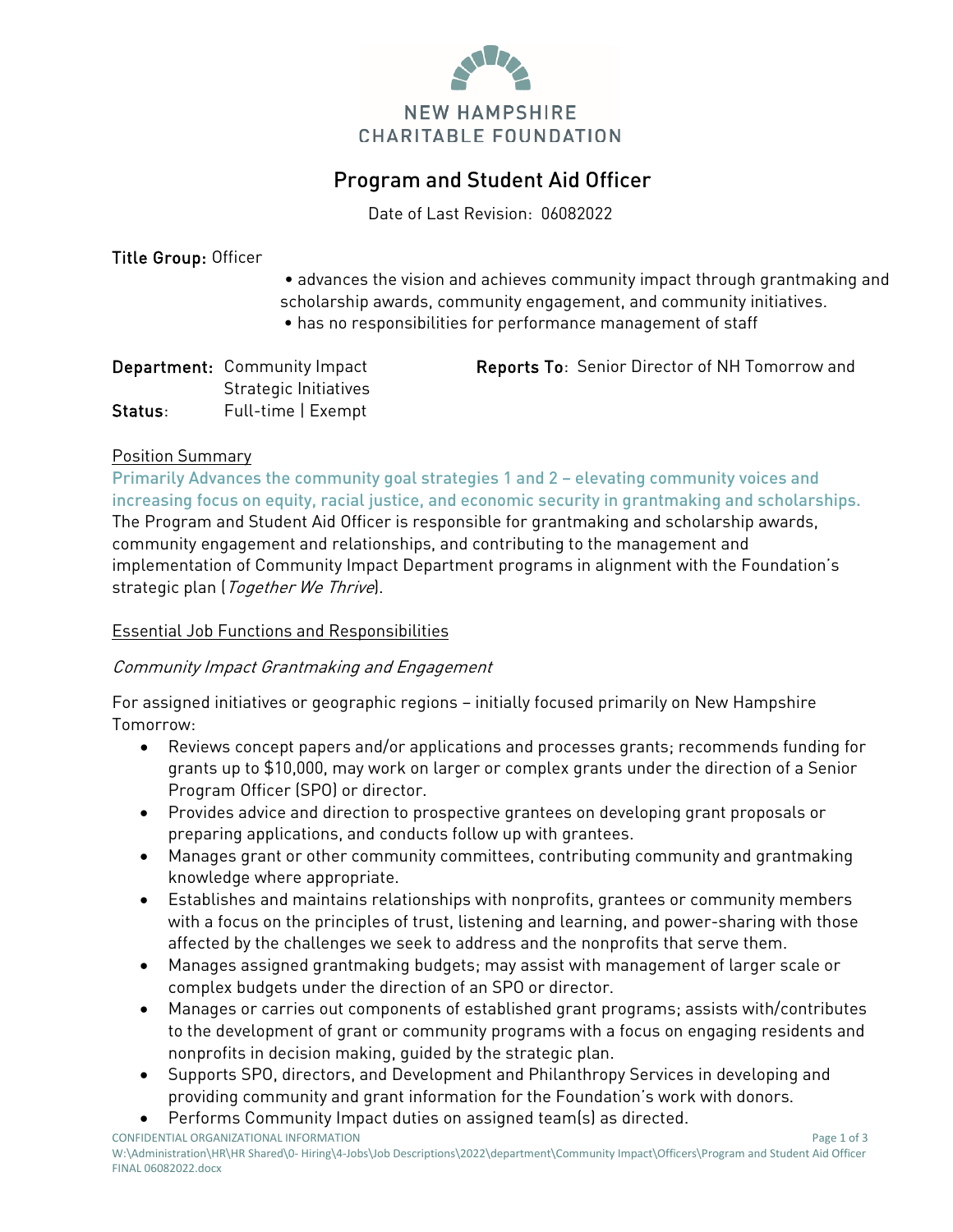NEW HAMPSHIRE
CHARITABLE FOUNDATION

# Program and Student Aid Officer

Date of Last Revision: 06082022

**Title Group:** Officer

- advances the vision and achieves community impact through grantmaking and scholarship awards, community engagement, and community initiatives.
- has no responsibilities for performance management of staff

**Department:** Community Impact Strategic Initiatives

**Reports To:** Senior Director of NH Tomorrow and

**Status:** Full-time | Exempt

## Position Summary

**Primarily Advances the community goal strategies 1 and 2 – elevating community voices and increasing focus on equity, racial justice, and economic security in grantmaking and scholarships.**

The Program and Student Aid Officer is responsible for grantmaking and scholarship awards, community engagement and relationships, and contributing to the management and implementation of Community Impact Department programs in alignment with the Foundation's strategic plan (*Together We Thrive*).

## Essential Job Functions and Responsibilities

### *Community Impact Grantmaking and Engagement*

For assigned initiatives or geographic regions – initially focused primarily on New Hampshire Tomorrow:

- Reviews concept papers and/or applications and processes grants; recommends funding for grants up to $10,000, may work on larger or complex grants under the direction of a Senior Program Officer (SPO) or director.
- Provides advice and direction to prospective grantees on developing grant proposals or preparing applications, and conducts follow up with grantees.
- Manages grant or other community committees, contributing community and grantmaking knowledge where appropriate.
- Establishes and maintains relationships with nonprofits, grantees or community members with a focus on the principles of trust, listening and learning, and power-sharing with those affected by the challenges we seek to address and the nonprofits that serve them.
- Manages assigned grantmaking budgets; may assist with management of larger scale or complex budgets under the direction of an SPO or director.
- Manages or carries out components of established grant programs; assists with/contributes to the development of grant or community programs with a focus on engaging residents and nonprofits in decision making, guided by the strategic plan.
- Supports SPO, directors, and Development and Philanthropy Services in developing and providing community and grant information for the Foundation's work with donors.
- Performs Community Impact duties on assigned team(s) as directed.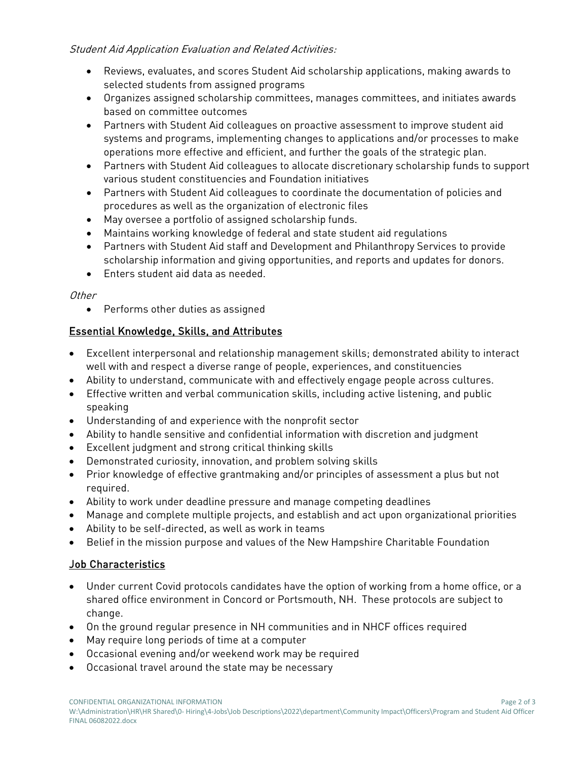*Student Aid Application Evaluation and Related Activities:*

- Reviews, evaluates, and scores Student Aid scholarship applications, making awards to selected students from assigned programs
- Organizes assigned scholarship committees, manages committees, and initiates awards based on committee outcomes
- Partners with Student Aid colleagues on proactive assessment to improve student aid systems and programs, implementing changes to applications and/or processes to make operations more effective and efficient, and further the goals of the strategic plan.
- Partners with Student Aid colleagues to allocate discretionary scholarship funds to support various student constituencies and Foundation initiatives
- Partners with Student Aid colleagues to coordinate the documentation of policies and procedures as well as the organization of electronic files
- May oversee a portfolio of assigned scholarship funds.
- Maintains working knowledge of federal and state student aid regulations
- Partners with Student Aid staff and Development and Philanthropy Services to provide scholarship information and giving opportunities, and reports and updates for donors.
- Enters student aid data as needed.

*Other*

- Performs other duties as assigned

## Essential Knowledge, Skills, and Attributes

- Excellent interpersonal and relationship management skills; demonstrated ability to interact well with and respect a diverse range of people, experiences, and constituencies
- Ability to understand, communicate with and effectively engage people across cultures.
- Effective written and verbal communication skills, including active listening, and public speaking
- Understanding of and experience with the nonprofit sector
- Ability to handle sensitive and confidential information with discretion and judgment
- Excellent judgment and strong critical thinking skills
- Demonstrated curiosity, innovation, and problem solving skills
- Prior knowledge of effective grantmaking and/or principles of assessment a plus but not required.
- Ability to work under deadline pressure and manage competing deadlines
- Manage and complete multiple projects, and establish and act upon organizational priorities
- Ability to be self-directed, as well as work in teams
- Belief in the mission purpose and values of the New Hampshire Charitable Foundation

## Job Characteristics

- Under current Covid protocols candidates have the option of working from a home office, or a shared office environment in Concord or Portsmouth, NH. These protocols are subject to change.
- On the ground regular presence in NH communities and in NHCF offices required
- May require long periods of time at a computer
- Occasional evening and/or weekend work may be required
- Occasional travel around the state may be necessary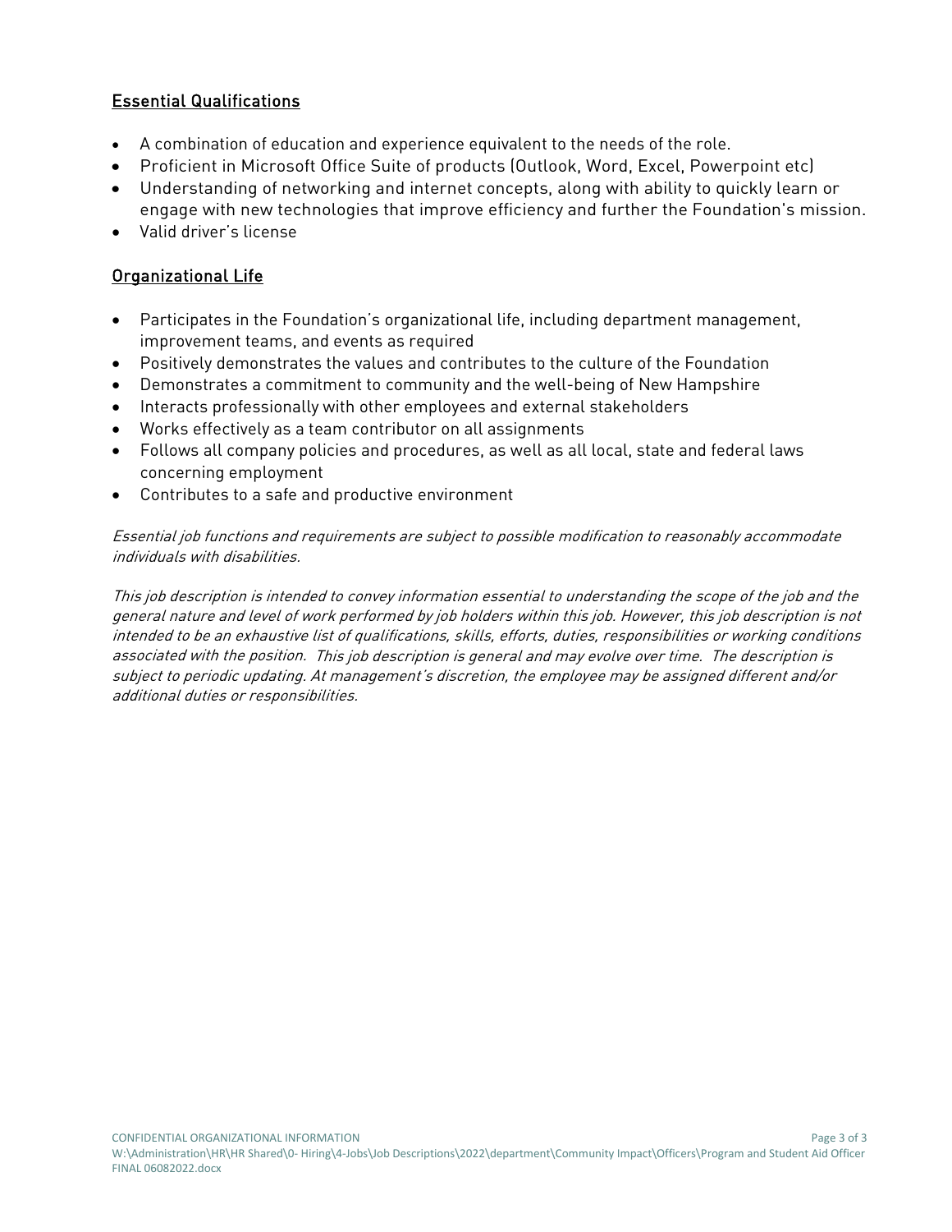## Essential Qualifications

- A combination of education and experience equivalent to the needs of the role.
- Proficient in Microsoft Office Suite of products (Outlook, Word, Excel, Powerpoint etc)
- Understanding of networking and internet concepts, along with ability to quickly learn or engage with new technologies that improve efficiency and further the Foundation's mission.
- Valid driver's license

## Organizational Life

- Participates in the Foundation's organizational life, including department management, improvement teams, and events as required
- Positively demonstrates the values and contributes to the culture of the Foundation
- Demonstrates a commitment to community and the well-being of New Hampshire
- Interacts professionally with other employees and external stakeholders
- Works effectively as a team contributor on all assignments
- Follows all company policies and procedures, as well as all local, state and federal laws concerning employment
- Contributes to a safe and productive environment

*Essential job functions and requirements are subject to possible modification to reasonably accommodate individuals with disabilities.*

*This job description is intended to convey information essential to understanding the scope of the job and the general nature and level of work performed by job holders within this job. However, this job description is not intended to be an exhaustive list of qualifications, skills, efforts, duties, responsibilities or working conditions associated with the position. This job description is general and may evolve over time. The description is subject to periodic updating. At management's discretion, the employee may be assigned different and/or additional duties or responsibilities.*